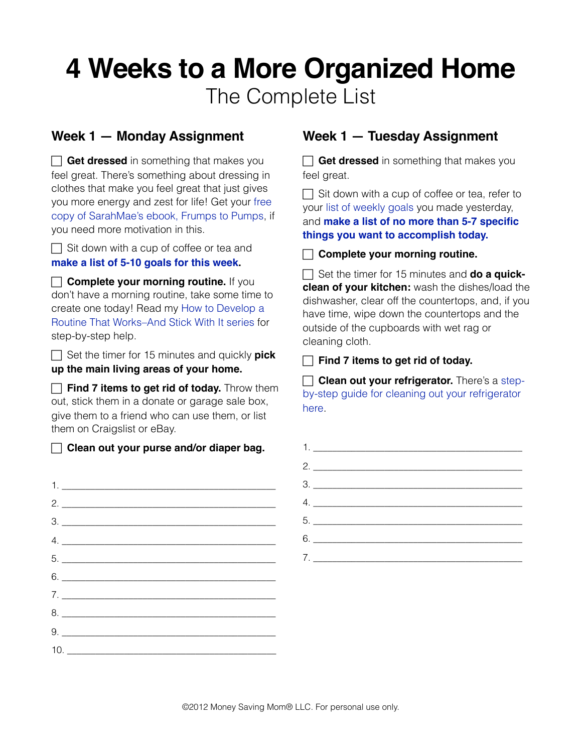# 4 Weeks to a More Organized Home

## The Complete List

### Week 1 — Monday Assignment

- [ ] **Get dressed** in something that makes you feel great. There's something about dressing in clothes that make you feel great that just gives you more energy and zest for life! Get your free copy of SarahMae's ebook, Frumps to Pumps, if you need more motivation in this.
- [ ] Sit down with a cup of coffee or tea and **make a list of 5-10 goals for this week.**
- [ ] **Complete your morning routine.** If you don't have a morning routine, take some time to create one today! Read my How to Develop a Routine That Works–And Stick With It series for step-by-step help.
- [ ] Set the timer for 15 minutes and quickly **pick up the main living areas of your home.**
- [ ] **Find 7 items to get rid of today.** Throw them out, stick them in a donate or garage sale box, give them to a friend who can use them, or list them on Craigslist or eBay.
- [ ] **Clean out your purse and/or diaper bag.**

1. ______________________________
2. ______________________________
3. ______________________________
4. ______________________________
5. ______________________________
6. ______________________________
7. ______________________________
8. ______________________________
9. ______________________________
10. ______________________________

### Week 1 — Tuesday Assignment

- [ ] **Get dressed** in something that makes you feel great.
- [ ] Sit down with a cup of coffee or tea, refer to your list of weekly goals you made yesterday, and **make a list of no more than 5-7 specific things you want to accomplish today.**
- [ ] **Complete your morning routine.**
- [ ] Set the timer for 15 minutes and **do a quick-clean of your kitchen:** wash the dishes/load the dishwasher, clear off the countertops, and, if you have time, wipe down the countertops and the outside of the cupboards with wet rag or cleaning cloth.
- [ ] **Find 7 items to get rid of today.**
- [ ] **Clean out your refrigerator.** There's a step-by-step guide for cleaning out your refrigerator here.

1. ______________________________
2. ______________________________
3. ______________________________
4. ______________________________
5. ______________________________
6. ______________________________
7. ______________________________

©2012 Money Saving Mom® LLC. For personal use only.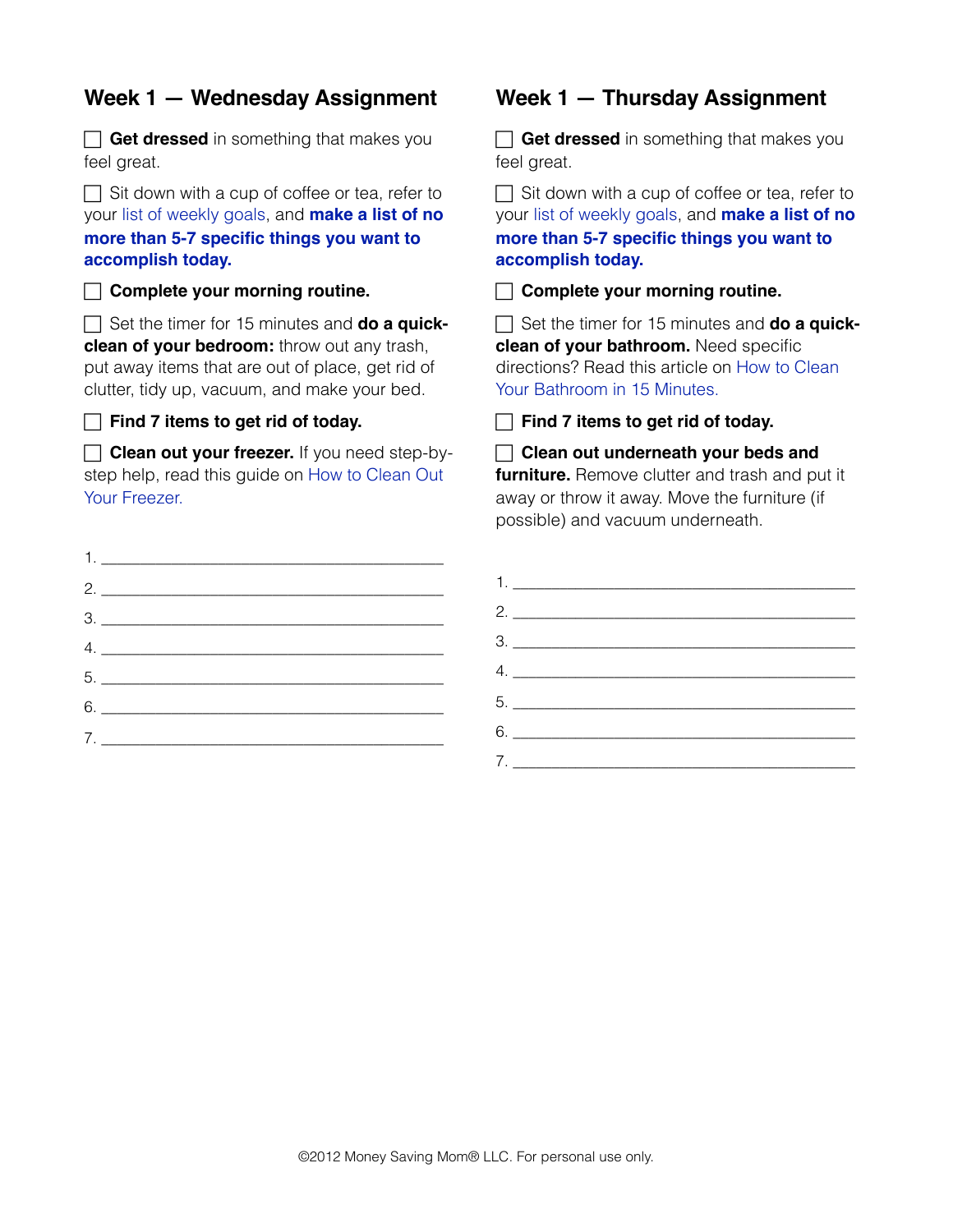## Week 1 — Wednesday Assignment

- [ ] **Get dressed** in something that makes you feel great.
- [ ] Sit down with a cup of coffee or tea, refer to your list of weekly goals, and **make a list of no more than 5-7 specific things you want to accomplish today.**
- [ ] **Complete your morning routine.**
- [ ] Set the timer for 15 minutes and **do a quick-clean of your bedroom:** throw out any trash, put away items that are out of place, get rid of clutter, tidy up, vacuum, and make your bed.
- [ ] **Find 7 items to get rid of today.**
- [ ] **Clean out your freezer.** If you need step-by-step help, read this guide on How to Clean Out Your Freezer.

1. ____________________________________________
2. ____________________________________________
3. ____________________________________________
4. ____________________________________________
5. ____________________________________________
6. ____________________________________________
7. ____________________________________________

## Week 1 — Thursday Assignment

- [ ] **Get dressed** in something that makes you feel great.
- [ ] Sit down with a cup of coffee or tea, refer to your list of weekly goals, and **make a list of no more than 5-7 specific things you want to accomplish today.**
- [ ] **Complete your morning routine.**
- [ ] Set the timer for 15 minutes and **do a quick-clean of your bathroom.** Need specific directions? Read this article on How to Clean Your Bathroom in 15 Minutes.
- [ ] **Find 7 items to get rid of today.**
- [ ] **Clean out underneath your beds and furniture.** Remove clutter and trash and put it away or throw it away. Move the furniture (if possible) and vacuum underneath.

1. ____________________________________________
2. ____________________________________________
3. ____________________________________________
4. ____________________________________________
5. ____________________________________________
6. ____________________________________________
7. ____________________________________________

©2012 Money Saving Mom® LLC. For personal use only.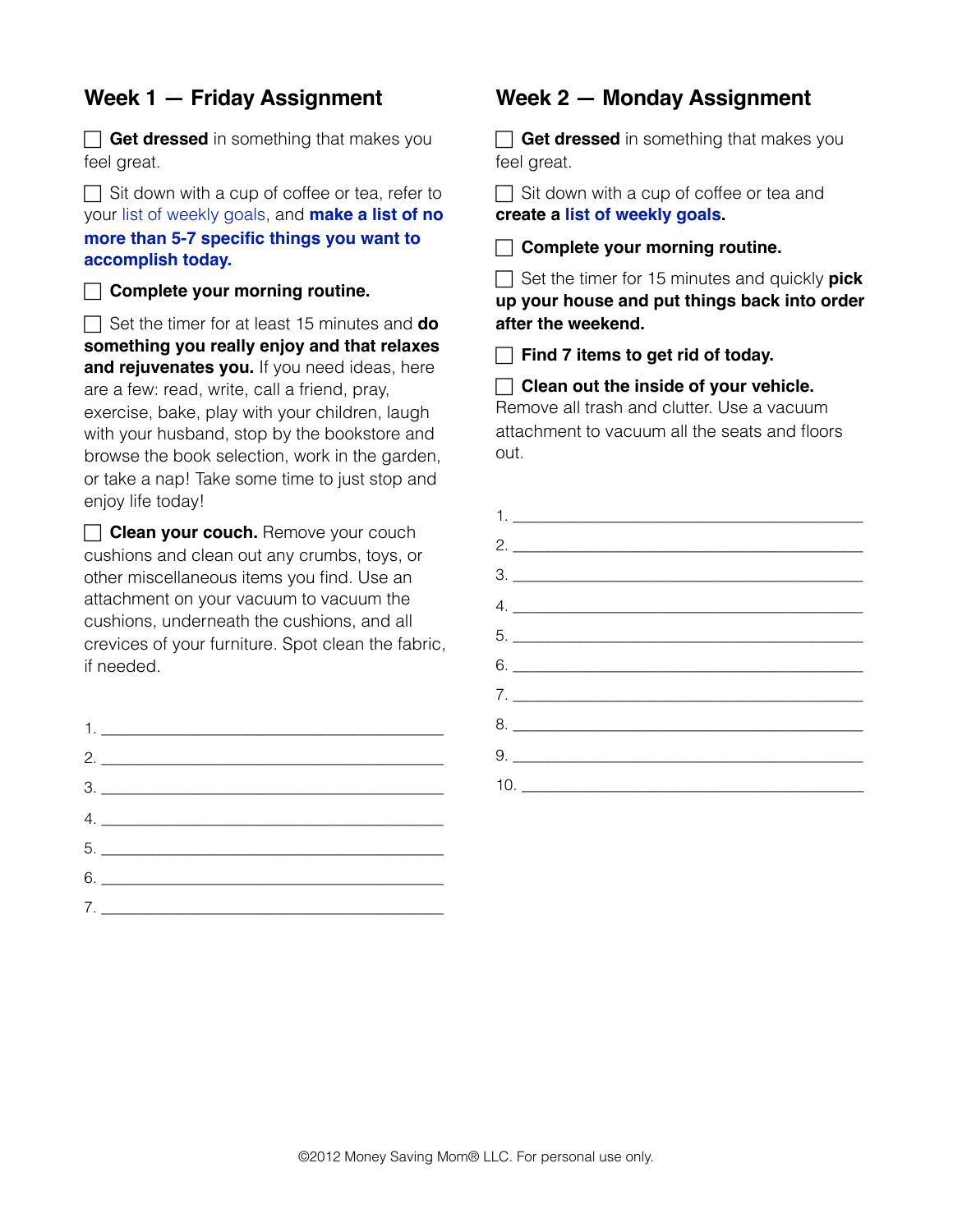## Week 1 — Friday Assignment

- [ ] **Get dressed** in something that makes you feel great.
- [ ] Sit down with a cup of coffee or tea, refer to your list of weekly goals, and **make a list of no more than 5-7 specific things you want to accomplish today.**
- [ ] **Complete your morning routine.**
- [ ] Set the timer for at least 15 minutes and **do something you really enjoy and that relaxes and rejuvenates you.** If you need ideas, here are a few: read, write, call a friend, pray, exercise, bake, play with your children, laugh with your husband, stop by the bookstore and browse the book selection, work in the garden, or take a nap! Take some time to just stop and enjoy life today!
- [ ] **Clean your couch.** Remove your couch cushions and clean out any crumbs, toys, or other miscellaneous items you find. Use an attachment on your vacuum to vacuum the cushions, underneath the cushions, and all crevices of your furniture. Spot clean the fabric, if needed.

1. ________________________________________
2. ________________________________________
3. ________________________________________
4. ________________________________________
5. ________________________________________
6. ________________________________________
7. ________________________________________

## Week 2 — Monday Assignment

- [ ] **Get dressed** in something that makes you feel great.
- [ ] Sit down with a cup of coffee or tea and **create a list of weekly goals.**
- [ ] **Complete your morning routine.**
- [ ] Set the timer for 15 minutes and quickly **pick up your house and put things back into order after the weekend.**
- [ ] **Find 7 items to get rid of today.**
- [ ] **Clean out the inside of your vehicle.** Remove all trash and clutter. Use a vacuum attachment to vacuum all the seats and floors out.

1. ________________________________________
2. ________________________________________
3. ________________________________________
4. ________________________________________
5. ________________________________________
6. ________________________________________
7. ________________________________________
8. ________________________________________
9. ________________________________________
10. ________________________________________

©2012 Money Saving Mom® LLC. For personal use only.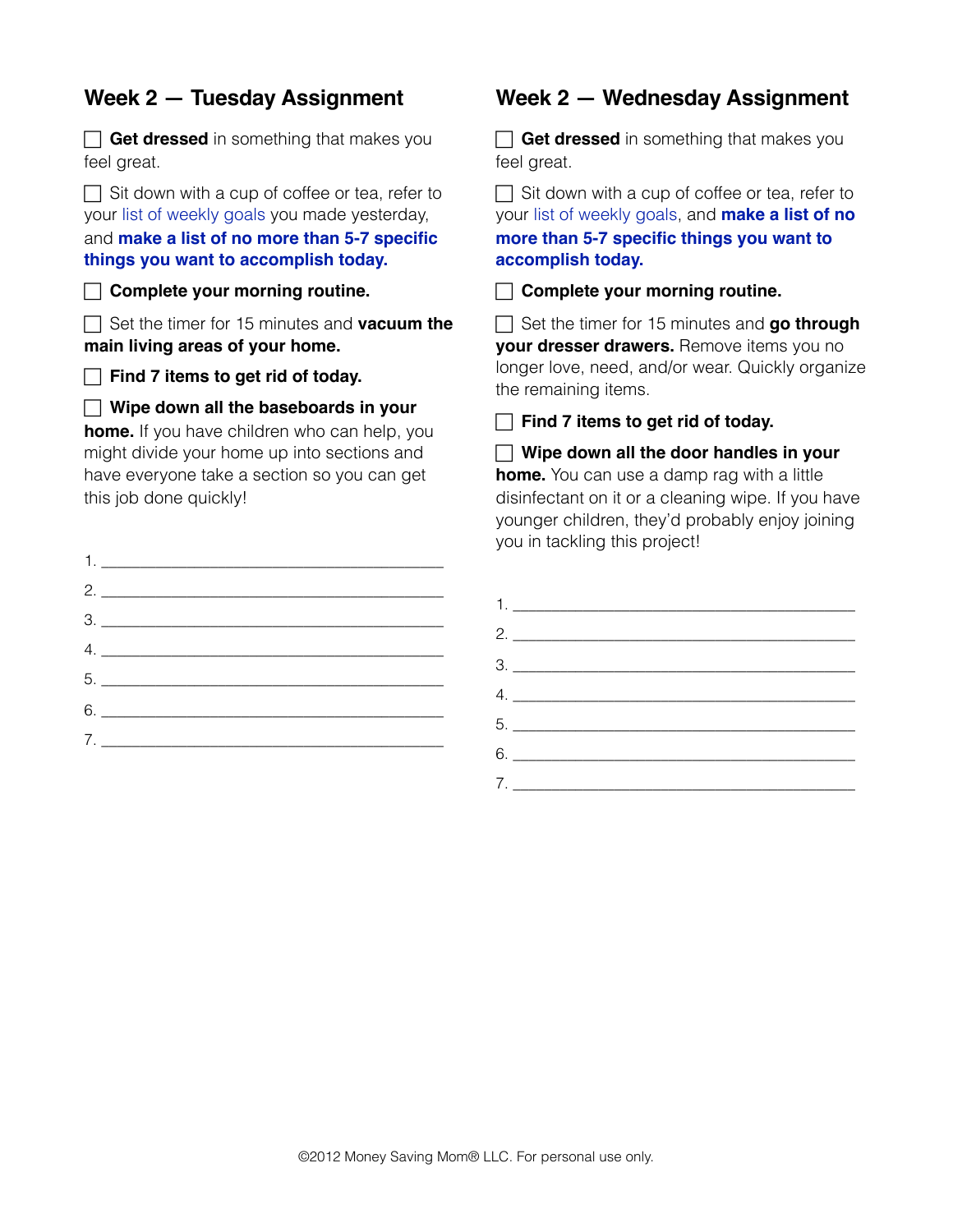## Week 2 — Tuesday Assignment

- [ ] **Get dressed** in something that makes you feel great.
- [ ] Sit down with a cup of coffee or tea, refer to your list of weekly goals you made yesterday, and **make a list of no more than 5-7 specific things you want to accomplish today.**
- [ ] **Complete your morning routine.**
- [ ] Set the timer for 15 minutes and **vacuum the main living areas of your home.**
- [ ] **Find 7 items to get rid of today.**
- [ ] **Wipe down all the baseboards in your home.** If you have children who can help, you might divide your home up into sections and have everyone take a section so you can get this job done quickly!

1. ________________________________________
2. ________________________________________
3. ________________________________________
4. ________________________________________
5. ________________________________________
6. ________________________________________
7. ________________________________________

## Week 2 — Wednesday Assignment

- [ ] **Get dressed** in something that makes you feel great.
- [ ] Sit down with a cup of coffee or tea, refer to your list of weekly goals, and **make a list of no more than 5-7 specific things you want to accomplish today.**
- [ ] **Complete your morning routine.**
- [ ] Set the timer for 15 minutes and **go through your dresser drawers.** Remove items you no longer love, need, and/or wear. Quickly organize the remaining items.
- [ ] **Find 7 items to get rid of today.**
- [ ] **Wipe down all the door handles in your home.** You can use a damp rag with a little disinfectant on it or a cleaning wipe. If you have younger children, they'd probably enjoy joining you in tackling this project!

1. ________________________________________
2. ________________________________________
3. ________________________________________
4. ________________________________________
5. ________________________________________
6. ________________________________________
7. ________________________________________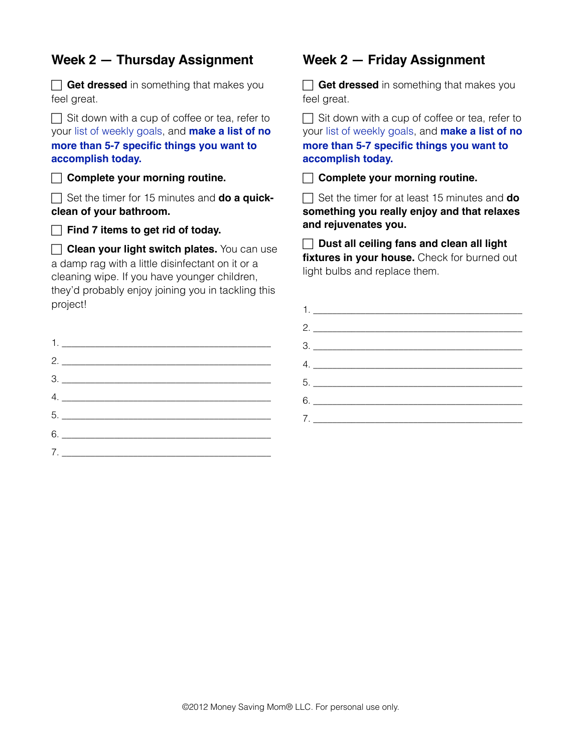## Week 2 — Thursday Assignment

- [ ] **Get dressed** in something that makes you feel great.
- [ ] Sit down with a cup of coffee or tea, refer to your list of weekly goals, and **make a list of no more than 5-7 specific things you want to accomplish today.**
- [ ] **Complete your morning routine.**
- [ ] Set the timer for 15 minutes and **do a quick-clean of your bathroom.**
- [ ] **Find 7 items to get rid of today.**
- [ ] **Clean your light switch plates.** You can use a damp rag with a little disinfectant on it or a cleaning wipe. If you have younger children, they'd probably enjoy joining you in tackling this project!

1. ________________________________________
2. ________________________________________
3. ________________________________________
4. ________________________________________
5. ________________________________________
6. ________________________________________
7. ________________________________________

## Week 2 — Friday Assignment

- [ ] **Get dressed** in something that makes you feel great.
- [ ] Sit down with a cup of coffee or tea, refer to your list of weekly goals, and **make a list of no more than 5-7 specific things you want to accomplish today.**
- [ ] **Complete your morning routine.**
- [ ] Set the timer for at least 15 minutes and **do something you really enjoy and that relaxes and rejuvenates you.**
- [ ] **Dust all ceiling fans and clean all light fixtures in your house.** Check for burned out light bulbs and replace them.

1. ________________________________________
2. ________________________________________
3. ________________________________________
4. ________________________________________
5. ________________________________________
6. ________________________________________
7. ________________________________________

©2012 Money Saving Mom® LLC. For personal use only.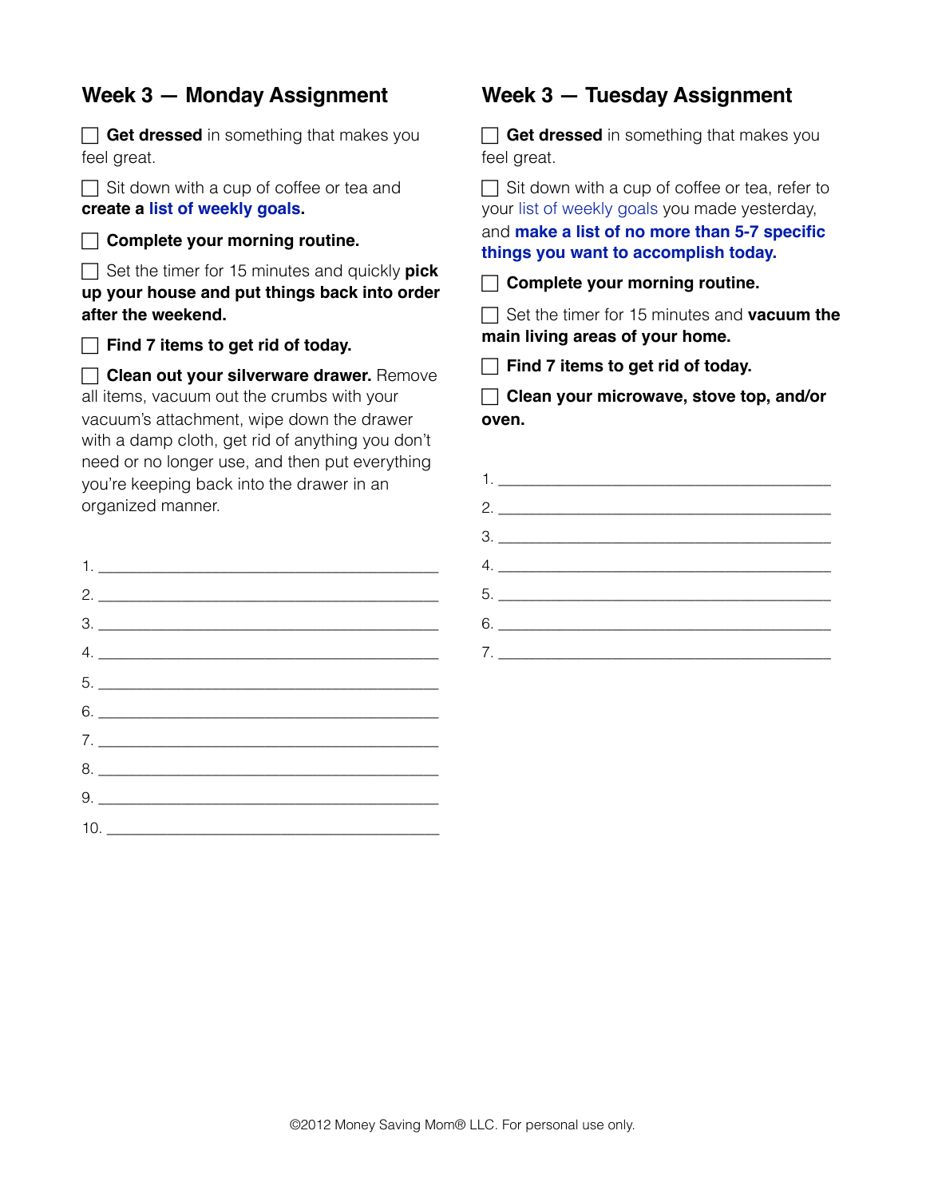## Week 3 — Monday Assignment

- [ ] **Get dressed** in something that makes you feel great.
- [ ] Sit down with a cup of coffee or tea and **create a list of weekly goals.**
- [ ] **Complete your morning routine.**
- [ ] Set the timer for 15 minutes and quickly **pick up your house and put things back into order after the weekend.**
- [ ] **Find 7 items to get rid of today.**
- [ ] **Clean out your silverware drawer.** Remove all items, vacuum out the crumbs with your vacuum's attachment, wipe down the drawer with a damp cloth, get rid of anything you don't need or no longer use, and then put everything you're keeping back into the drawer in an organized manner.

1. ________________________________________
2. ________________________________________
3. ________________________________________
4. ________________________________________
5. ________________________________________
6. ________________________________________
7. ________________________________________
8. ________________________________________
9. ________________________________________
10. ________________________________________

## Week 3 — Tuesday Assignment

- [ ] **Get dressed** in something that makes you feel great.
- [ ] Sit down with a cup of coffee or tea, refer to your list of weekly goals you made yesterday, and **make a list of no more than 5-7 specific things you want to accomplish today.**
- [ ] **Complete your morning routine.**
- [ ] Set the timer for 15 minutes and **vacuum the main living areas of your home.**
- [ ] **Find 7 items to get rid of today.**
- [ ] **Clean your microwave, stove top, and/or oven.**

1. ________________________________________
2. ________________________________________
3. ________________________________________
4. ________________________________________
5. ________________________________________
6. ________________________________________
7. ________________________________________

©2012 Money Saving Mom® LLC. For personal use only.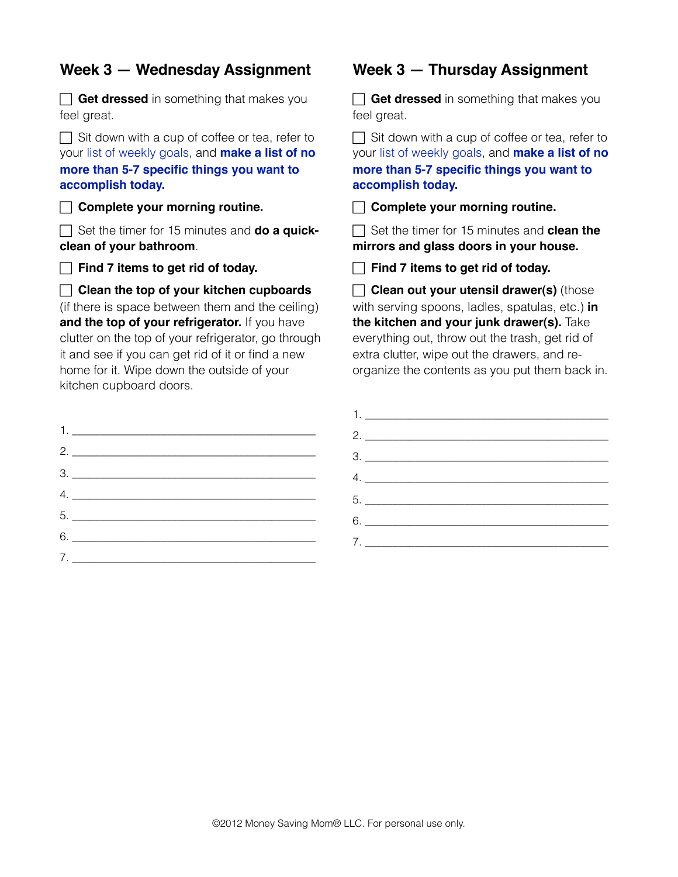## Week 3 — Wednesday Assignment

- [ ] **Get dressed** in something that makes you feel great.
- [ ] Sit down with a cup of coffee or tea, refer to your list of weekly goals, and **make a list of no more than 5-7 specific things you want to accomplish today.**
- [ ] **Complete your morning routine.**
- [ ] Set the timer for 15 minutes and **do a quick-clean of your bathroom**.
- [ ] **Find 7 items to get rid of today.**
- [ ] **Clean the top of your kitchen cupboards** (if there is space between them and the ceiling) **and the top of your refrigerator.** If you have clutter on the top of your refrigerator, go through it and see if you can get rid of it or find a new home for it. Wipe down the outside of your kitchen cupboard doors.

1. ______________________________
2. ______________________________
3. ______________________________
4. ______________________________
5. ______________________________
6. ______________________________
7. ______________________________

## Week 3 — Thursday Assignment

- [ ] **Get dressed** in something that makes you feel great.
- [ ] Sit down with a cup of coffee or tea, refer to your list of weekly goals, and **make a list of no more than 5-7 specific things you want to accomplish today.**
- [ ] **Complete your morning routine.**
- [ ] Set the timer for 15 minutes and **clean the mirrors and glass doors in your house.**
- [ ] **Find 7 items to get rid of today.**
- [ ] **Clean out your utensil drawer(s)** (those with serving spoons, ladles, spatulas, etc.) **in the kitchen and your junk drawer(s).** Take everything out, throw out the trash, get rid of extra clutter, wipe out the drawers, and re-organize the contents as you put them back in.

1. ______________________________
2. ______________________________
3. ______________________________
4. ______________________________
5. ______________________________
6. ______________________________
7. ______________________________

©2012 Money Saving Mom® LLC. For personal use only.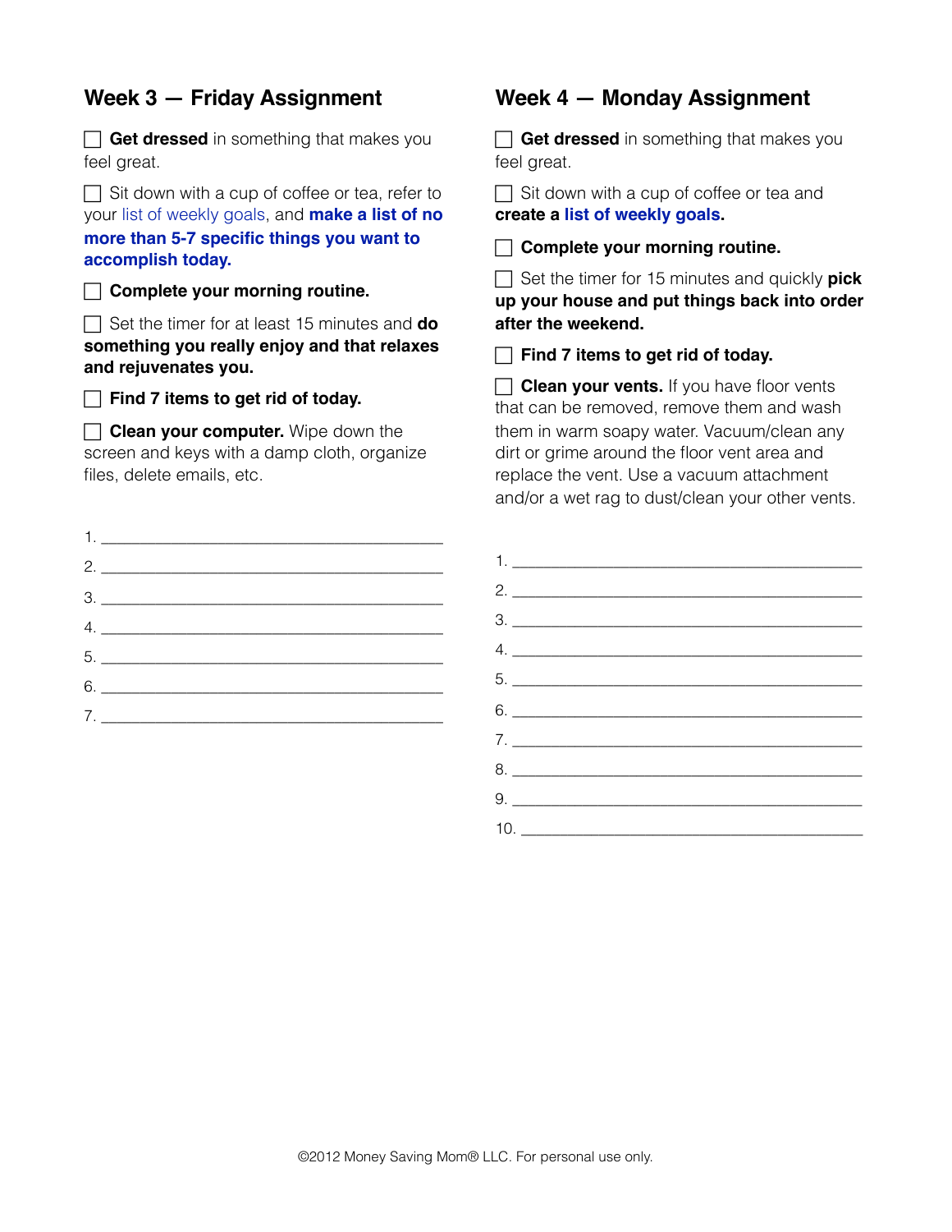## Week 3 — Friday Assignment

- [ ] **Get dressed** in something that makes you feel great.
- [ ] Sit down with a cup of coffee or tea, refer to your list of weekly goals, and **make a list of no more than 5-7 specific things you want to accomplish today.**
- [ ] **Complete your morning routine.**
- [ ] Set the timer for at least 15 minutes and **do something you really enjoy and that relaxes and rejuvenates you.**
- [ ] **Find 7 items to get rid of today.**
- [ ] **Clean your computer.** Wipe down the screen and keys with a damp cloth, organize files, delete emails, etc.

1. ________________________________________
2. ________________________________________
3. ________________________________________
4. ________________________________________
5. ________________________________________
6. ________________________________________
7. ________________________________________

## Week 4 — Monday Assignment

- [ ] **Get dressed** in something that makes you feel great.
- [ ] Sit down with a cup of coffee or tea and **create a list of weekly goals.**
- [ ] **Complete your morning routine.**
- [ ] Set the timer for 15 minutes and quickly **pick up your house and put things back into order after the weekend.**
- [ ] **Find 7 items to get rid of today.**
- [ ] **Clean your vents.** If you have floor vents that can be removed, remove them and wash them in warm soapy water. Vacuum/clean any dirt or grime around the floor vent area and replace the vent. Use a vacuum attachment and/or a wet rag to dust/clean your other vents.

1. ________________________________________
2. ________________________________________
3. ________________________________________
4. ________________________________________
5. ________________________________________
6. ________________________________________
7. ________________________________________
8. ________________________________________
9. ________________________________________
10. ________________________________________

©2012 Money Saving Mom® LLC. For personal use only.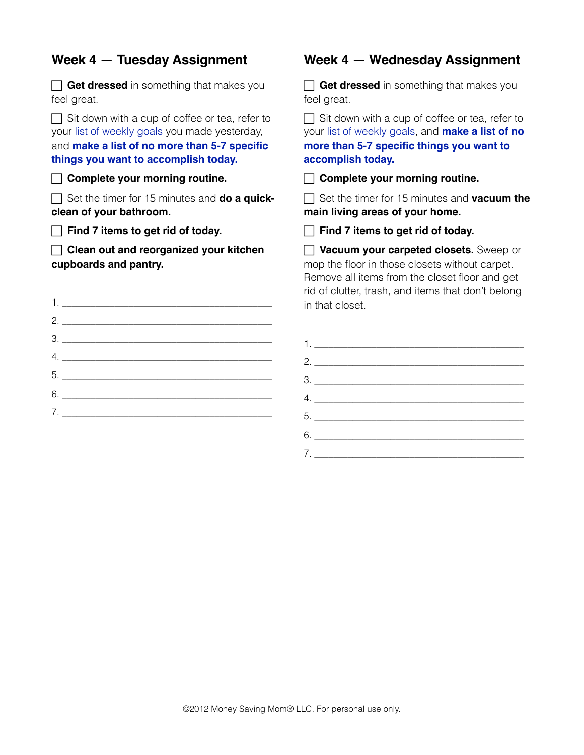## Week 4 — Tuesday Assignment

- [ ] **Get dressed** in something that makes you feel great.
- [ ] Sit down with a cup of coffee or tea, refer to your list of weekly goals you made yesterday, and **make a list of no more than 5-7 specific things you want to accomplish today.**
- [ ] **Complete your morning routine.**
- [ ] Set the timer for 15 minutes and **do a quick-clean of your bathroom.**
- [ ] **Find 7 items to get rid of today.**
- [ ] **Clean out and reorganized your kitchen cupboards and pantry.**

1. ________________________________________
2. ________________________________________
3. ________________________________________
4. ________________________________________
5. ________________________________________
6. ________________________________________
7. ________________________________________

## Week 4 — Wednesday Assignment

- [ ] **Get dressed** in something that makes you feel great.
- [ ] Sit down with a cup of coffee or tea, refer to your list of weekly goals, and **make a list of no more than 5-7 specific things you want to accomplish today.**
- [ ] **Complete your morning routine.**
- [ ] Set the timer for 15 minutes and **vacuum the main living areas of your home.**
- [ ] **Find 7 items to get rid of today.**
- [ ] **Vacuum your carpeted closets.** Sweep or mop the floor in those closets without carpet. Remove all items from the closet floor and get rid of clutter, trash, and items that don't belong in that closet.

1. ________________________________________
2. ________________________________________
3. ________________________________________
4. ________________________________________
5. ________________________________________
6. ________________________________________
7. ________________________________________

©2012 Money Saving Mom® LLC. For personal use only.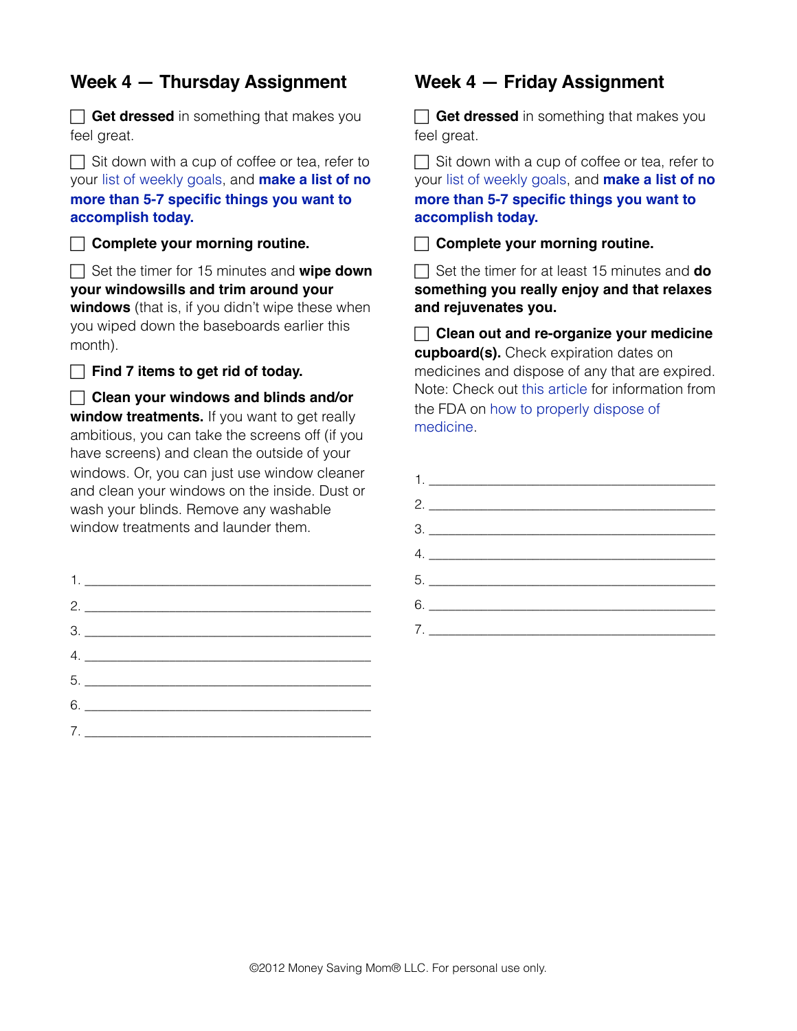## Week 4 — Thursday Assignment

- [ ] **Get dressed** in something that makes you feel great.
- [ ] Sit down with a cup of coffee or tea, refer to your list of weekly goals, and **make a list of no more than 5-7 specific things you want to accomplish today.**
- [ ] **Complete your morning routine.**
- [ ] Set the timer for 15 minutes and **wipe down your windowsills and trim around your windows** (that is, if you didn't wipe these when you wiped down the baseboards earlier this month).
- [ ] **Find 7 items to get rid of today.**
- [ ] **Clean your windows and blinds and/or window treatments.** If you want to get really ambitious, you can take the screens off (if you have screens) and clean the outside of your windows. Or, you can just use window cleaner and clean your windows on the inside. Dust or wash your blinds. Remove any washable window treatments and launder them.

1. ______________________________
2. ______________________________
3. ______________________________
4. ______________________________
5. ______________________________
6. ______________________________
7. ______________________________

## Week 4 — Friday Assignment

- [ ] **Get dressed** in something that makes you feel great.
- [ ] Sit down with a cup of coffee or tea, refer to your list of weekly goals, and **make a list of no more than 5-7 specific things you want to accomplish today.**
- [ ] **Complete your morning routine.**
- [ ] Set the timer for at least 15 minutes and **do something you really enjoy and that relaxes and rejuvenates you.**
- [ ] **Clean out and re-organize your medicine cupboard(s).** Check expiration dates on medicines and dispose of any that are expired. Note: Check out this article for information from the FDA on how to properly dispose of medicine.

1. ______________________________
2. ______________________________
3. ______________________________
4. ______________________________
5. ______________________________
6. ______________________________
7. ______________________________

©2012 Money Saving Mom® LLC. For personal use only.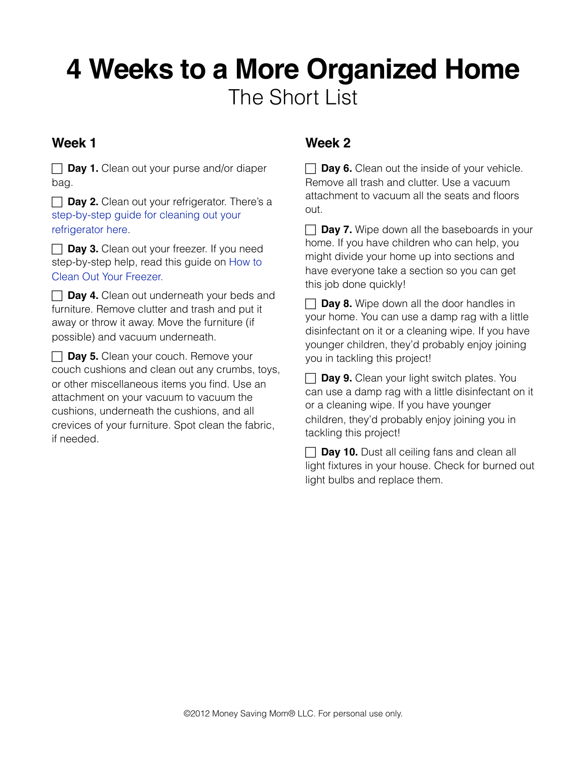# 4 Weeks to a More Organized Home

The Short List

## Week 1

- [ ] **Day 1.** Clean out your purse and/or diaper bag.
- [ ] **Day 2.** Clean out your refrigerator. There's a step-by-step guide for cleaning out your refrigerator here.
- [ ] **Day 3.** Clean out your freezer. If you need step-by-step help, read this guide on How to Clean Out Your Freezer.
- [ ] **Day 4.** Clean out underneath your beds and furniture. Remove clutter and trash and put it away or throw it away. Move the furniture (if possible) and vacuum underneath.
- [ ] **Day 5.** Clean your couch. Remove your couch cushions and clean out any crumbs, toys, or other miscellaneous items you find. Use an attachment on your vacuum to vacuum the cushions, underneath the cushions, and all crevices of your furniture. Spot clean the fabric, if needed.

## Week 2

- [ ] **Day 6.** Clean out the inside of your vehicle. Remove all trash and clutter. Use a vacuum attachment to vacuum all the seats and floors out.
- [ ] **Day 7.** Wipe down all the baseboards in your home. If you have children who can help, you might divide your home up into sections and have everyone take a section so you can get this job done quickly!
- [ ] **Day 8.** Wipe down all the door handles in your home. You can use a damp rag with a little disinfectant on it or a cleaning wipe. If you have younger children, they'd probably enjoy joining you in tackling this project!
- [ ] **Day 9.** Clean your light switch plates. You can use a damp rag with a little disinfectant on it or a cleaning wipe. If you have younger children, they'd probably enjoy joining you in tackling this project!
- [ ] **Day 10.** Dust all ceiling fans and clean all light fixtures in your house. Check for burned out light bulbs and replace them.

©2012 Money Saving Mom® LLC. For personal use only.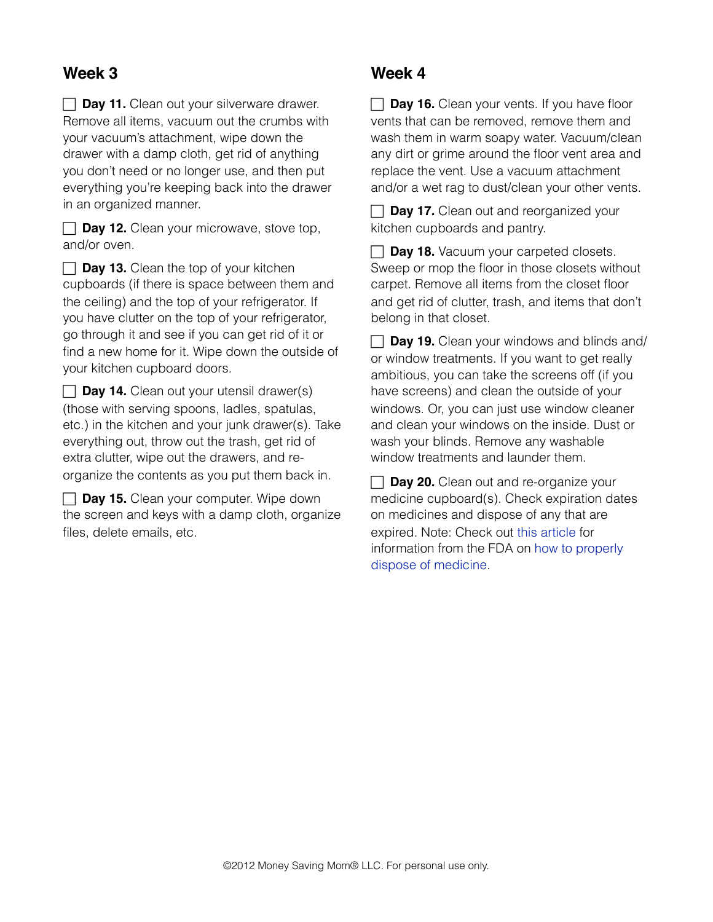## Week 3

- [ ] **Day 11.** Clean out your silverware drawer. Remove all items, vacuum out the crumbs with your vacuum's attachment, wipe down the drawer with a damp cloth, get rid of anything you don't need or no longer use, and then put everything you're keeping back into the drawer in an organized manner.
- [ ] **Day 12.** Clean your microwave, stove top, and/or oven.
- [ ] **Day 13.** Clean the top of your kitchen cupboards (if there is space between them and the ceiling) and the top of your refrigerator. If you have clutter on the top of your refrigerator, go through it and see if you can get rid of it or find a new home for it. Wipe down the outside of your kitchen cupboard doors.
- [ ] **Day 14.** Clean out your utensil drawer(s) (those with serving spoons, ladles, spatulas, etc.) in the kitchen and your junk drawer(s). Take everything out, throw out the trash, get rid of extra clutter, wipe out the drawers, and re-organize the contents as you put them back in.
- [ ] **Day 15.** Clean your computer. Wipe down the screen and keys with a damp cloth, organize files, delete emails, etc.

## Week 4

- [ ] **Day 16.** Clean your vents. If you have floor vents that can be removed, remove them and wash them in warm soapy water. Vacuum/clean any dirt or grime around the floor vent area and replace the vent. Use a vacuum attachment and/or a wet rag to dust/clean your other vents.
- [ ] **Day 17.** Clean out and reorganized your kitchen cupboards and pantry.
- [ ] **Day 18.** Vacuum your carpeted closets. Sweep or mop the floor in those closets without carpet. Remove all items from the closet floor and get rid of clutter, trash, and items that don't belong in that closet.
- [ ] **Day 19.** Clean your windows and blinds and/or window treatments. If you want to get really ambitious, you can take the screens off (if you have screens) and clean the outside of your windows. Or, you can just use window cleaner and clean your windows on the inside. Dust or wash your blinds. Remove any washable window treatments and launder them.
- [ ] **Day 20.** Clean out and re-organize your medicine cupboard(s). Check expiration dates on medicines and dispose of any that are expired. Note: Check out this article for information from the FDA on how to properly dispose of medicine.

©2012 Money Saving Mom® LLC. For personal use only.